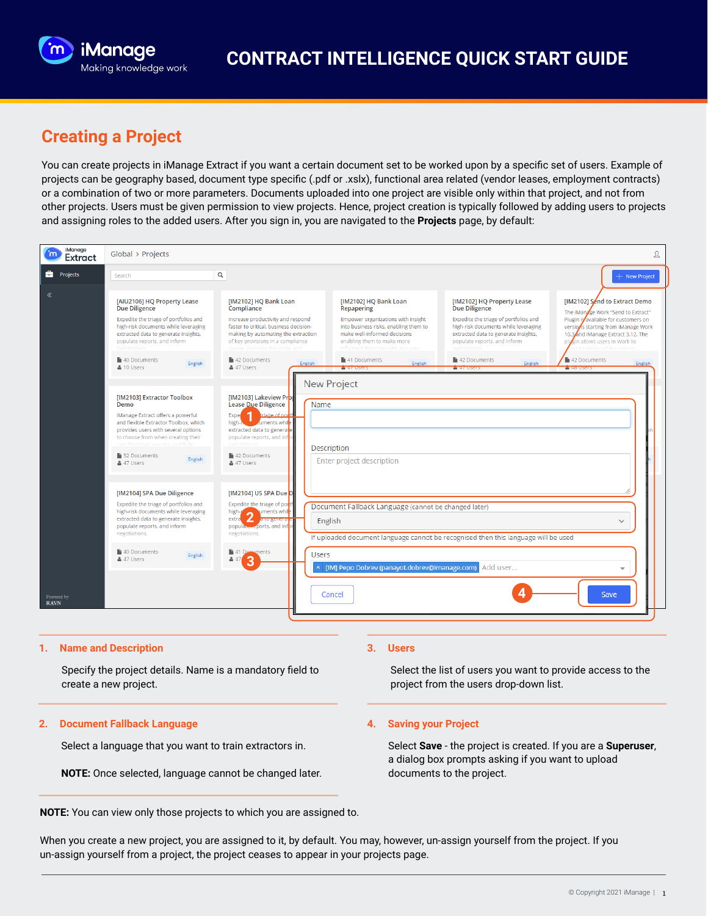# CONTRACT INTELLIGENCE QUICK START GUIDE

## Creating a Project

You can create projects in iManage Extract if you want a certain document set to be worked upon by a specific set of users. Example of projects can be geography based, document type specific (.pdf or .xslx), functional area related (vendor leases, employment contracts) or a combination of two or more parameters. Documents uploaded into one project are visible only within that project, and not from other projects. Users must be given permission to view projects. Hence, project creation is typically followed by adding users to projects and assigning roles to the added users. After you sign in, you are navigated to the **Projects** page, by default:

### 1. Name and Description

Specify the project details. Name is a mandatory field to create a new project.

### 2. Document Fallback Language

Select a language that you want to train extractors in.

**NOTE:** Once selected, language cannot be changed later.

### 3. Users

Select the list of users you want to provide access to the project from the users drop-down list.

### 4. Saving your Project

Select **Save** - the project is created. If you are a **Superuser**, a dialog box prompts asking if you want to upload documents to the project.

**NOTE:** You can view only those projects to which you are assigned to.

When you create a new project, you are assigned to it, by default. You may, however, un-assign yourself from the project. If you un-assign yourself from a project, the project ceases to appear in your projects page.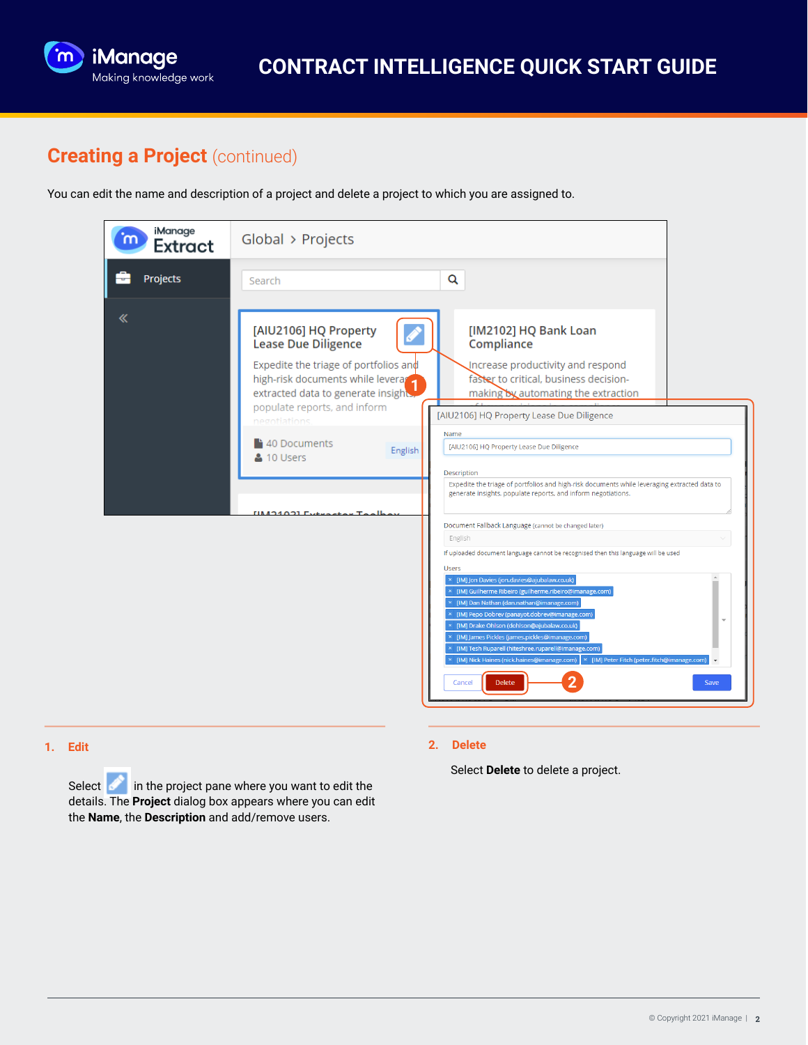## Creating a Project (continued)

You can edit the name and description of a project and delete a project to which you are assigned to.

### 1. Edit

Select in the project pane where you want to edit the details. The **Project** dialog box appears where you can edit the **Name**, the **Description** and add/remove users.

### 2. Delete

Select **Delete** to delete a project.